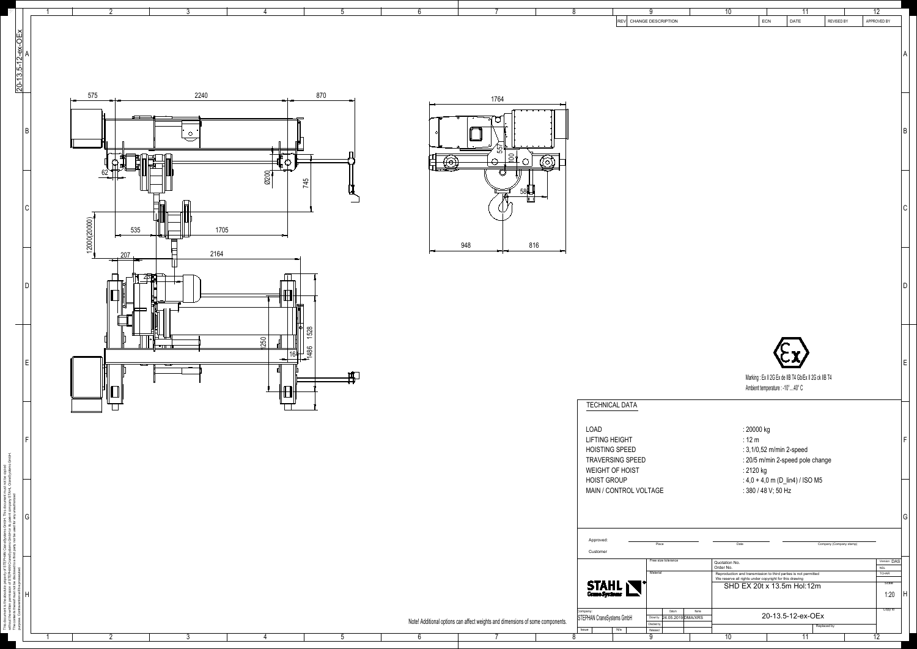| REV | CHANGE DESCRIPTION | ECN | DATE | REVISED BY | APPROVED BY |
|---|---|---|---|---|---|

575 2240 870

62 Ø200 745

12000(20000)

535 1705

207 2164

25 1250 1528 1486 16

1764

557 100 58

948 816

Marking : Ex II 2G Ex de IIB T4 Gb/Ex II 2G ck IIB T4

Ambient temperature : -10°...40° C

## TECHNICAL DATA

| | |
|---|---|
| LOAD | : 20000 kg |
| LIFTING HEIGHT | : 12 m |
| HOISTING SPEED | : 3,1/0,52 m/min 2-speed |
| TRAVERSING SPEED | : 20/5 m/min 2-speed pole change |
| WEIGHT OF HOIST | : 2120 kg |
| HOIST GROUP | : 4,0 + 4,0 m (D_lin4) / ISO M5 |
| MAIN / CONTROL VOLTAGE | : 380 / 48 V; 50 Hz |

Approved: Place Date Company (Company stamp)

Customer

Note! Additional options can affect weights and dimensions of some components.

| | Free size tolerance | Quotation No. / Order No. | Version DAS |
|---|---|---|---|
| STAHL CraneSystems | Material | Reproduction and transmission to third parties is not permitted. We reserve all rights under copyright for this drawing | Scale 1:20 |
| | | SHD EX 20t x 13.5m Hol:12m | |
| Company: STEPHAN CraneSystems GmbH | Drawn by 24.05.2019 DMA/XRS | 20-13.5-12-ex-OEx | Copy to |
| Issue N/a | Checked by / Released | Replaced by | |

The document is the absolute property of STEPHAN CraneSystems GmbH. This document must not be copied without the written permission of STEPHAN CraneSystems GmbH or its parent company STAHL CraneSystems GmbH. The contents thereof must not be disclosed to a third party nor be used for any unauthorized purpose. Contravention will be prosecuted.

20-13.5-12-ex-OEx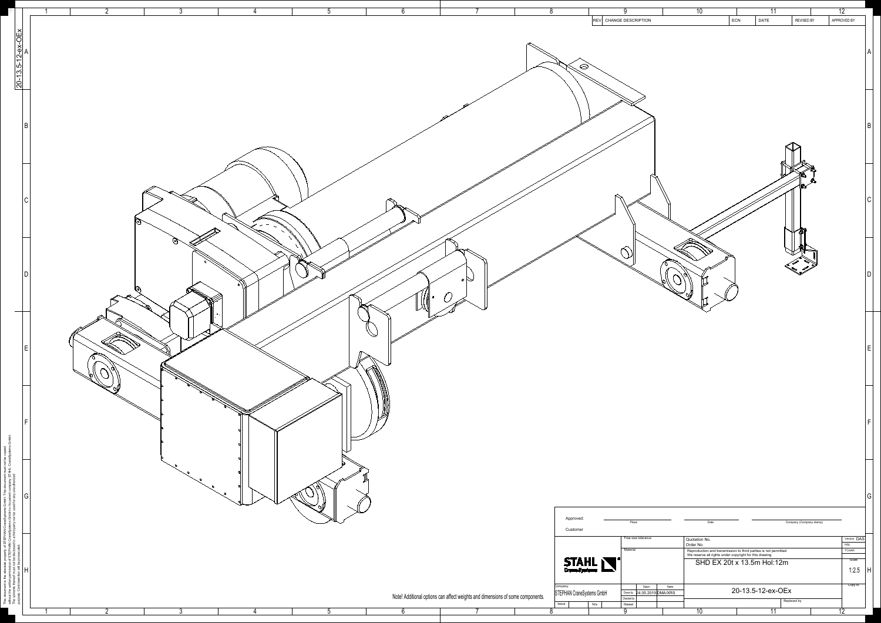20-13.5-12-ex-OEx

| REV | CHANGE DESCRIPTION | ECN | DATE | REVISED BY | APPROVED BY |
|---|---|---|---|---|---|
| | | | | | |

Note! Additional options can affect weights and dimensions of some components.

Approved: Place Date Company (Company stamp)

Customer

| | | | | |
|---|---|---|---|---|
| STAHL CraneSystems | Free size tolerance | Quotation No. | | Version: DAS |
| | | Order No. | | NSL |
| | Material | Reproduction and transmission to third parties is not permitted We reserve all rights under copyright for this drawing | | TCHAR |
| | | SHD EX 20t x 13.5m Hol:12m | | Scale 1:2.5 |
| Company: STEPHAN CraneSystems GmbH | Datum / Name | 20-13.5-12-ex-OEx | | Copy to |
| | Drawn by 24.05.2019 DMA/XRS | | | |
| | Checked by | | Replaced by | |
| Issue N/a | Released | | | |

This document is the absolute property of STEPHAN CraneSystems GmbH. This document must not be copied without the written permission of STEPHAN CraneSystems GmbH or its parent company STAHL CraneSystems GmbH. The contents thereof must not be disclosed to other party nor be used for any unauthorized purpose. Contravention will be prosecuted.